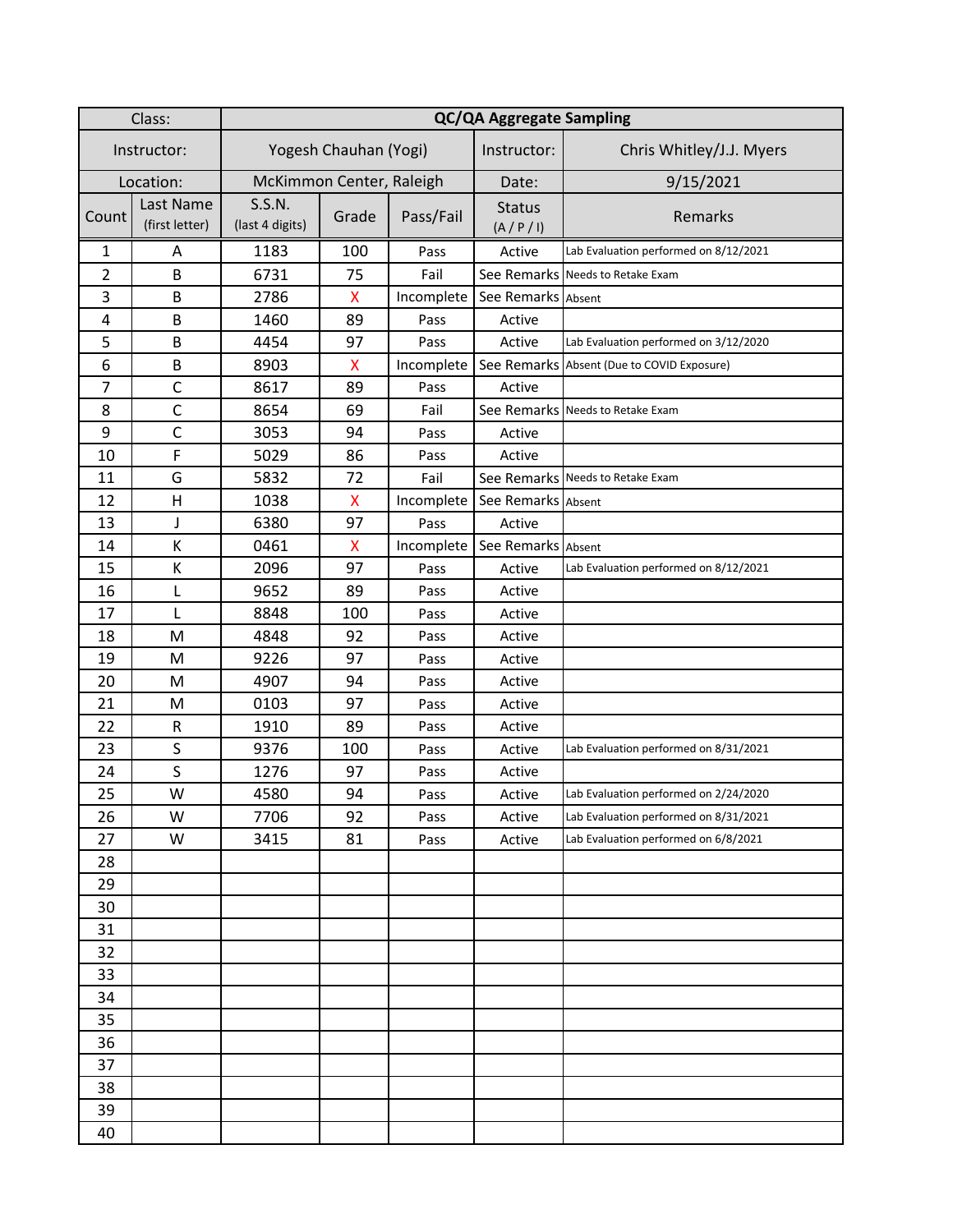| Class: | QC/QA Aggregate Sampling | | | | |
|---|---|---|---|---|---|
| Instructor: | Yogesh Chauhan (Yogi) | | Instructor: | Chris Whitley/J.J. Myers | |
| Location: | McKimmon Center, Raleigh | | Date: | 9/15/2021 | |

| Count | Last Name (first letter) | S.S.N. (last 4 digits) | Grade | Pass/Fail | Status (A / P / I) | Remarks |
|---|---|---|---|---|---|---|
| 1 | A | 1183 | 100 | Pass | Active | Lab Evaluation performed on 8/12/2021 |
| 2 | B | 6731 | 75 | Fail | See Remarks | Needs to Retake Exam |
| 3 | B | 2786 | X | Incomplete | See Remarks | Absent |
| 4 | B | 1460 | 89 | Pass | Active | |
| 5 | B | 4454 | 97 | Pass | Active | Lab Evaluation performed on 3/12/2020 |
| 6 | B | 8903 | X | Incomplete | See Remarks | Absent (Due to COVID Exposure) |
| 7 | C | 8617 | 89 | Pass | Active | |
| 8 | C | 8654 | 69 | Fail | See Remarks | Needs to Retake Exam |
| 9 | C | 3053 | 94 | Pass | Active | |
| 10 | F | 5029 | 86 | Pass | Active | |
| 11 | G | 5832 | 72 | Fail | See Remarks | Needs to Retake Exam |
| 12 | H | 1038 | X | Incomplete | See Remarks | Absent |
| 13 | J | 6380 | 97 | Pass | Active | |
| 14 | K | 0461 | X | Incomplete | See Remarks | Absent |
| 15 | K | 2096 | 97 | Pass | Active | Lab Evaluation performed on 8/12/2021 |
| 16 | L | 9652 | 89 | Pass | Active | |
| 17 | L | 8848 | 100 | Pass | Active | |
| 18 | M | 4848 | 92 | Pass | Active | |
| 19 | M | 9226 | 97 | Pass | Active | |
| 20 | M | 4907 | 94 | Pass | Active | |
| 21 | M | 0103 | 97 | Pass | Active | |
| 22 | R | 1910 | 89 | Pass | Active | |
| 23 | S | 9376 | 100 | Pass | Active | Lab Evaluation performed on 8/31/2021 |
| 24 | S | 1276 | 97 | Pass | Active | |
| 25 | W | 4580 | 94 | Pass | Active | Lab Evaluation performed on 2/24/2020 |
| 26 | W | 7706 | 92 | Pass | Active | Lab Evaluation performed on 8/31/2021 |
| 27 | W | 3415 | 81 | Pass | Active | Lab Evaluation performed on 6/8/2021 |
| 28 | | | | | | |
| 29 | | | | | | |
| 30 | | | | | | |
| 31 | | | | | | |
| 32 | | | | | | |
| 33 | | | | | | |
| 34 | | | | | | |
| 35 | | | | | | |
| 36 | | | | | | |
| 37 | | | | | | |
| 38 | | | | | | |
| 39 | | | | | | |
| 40 | | | | | | |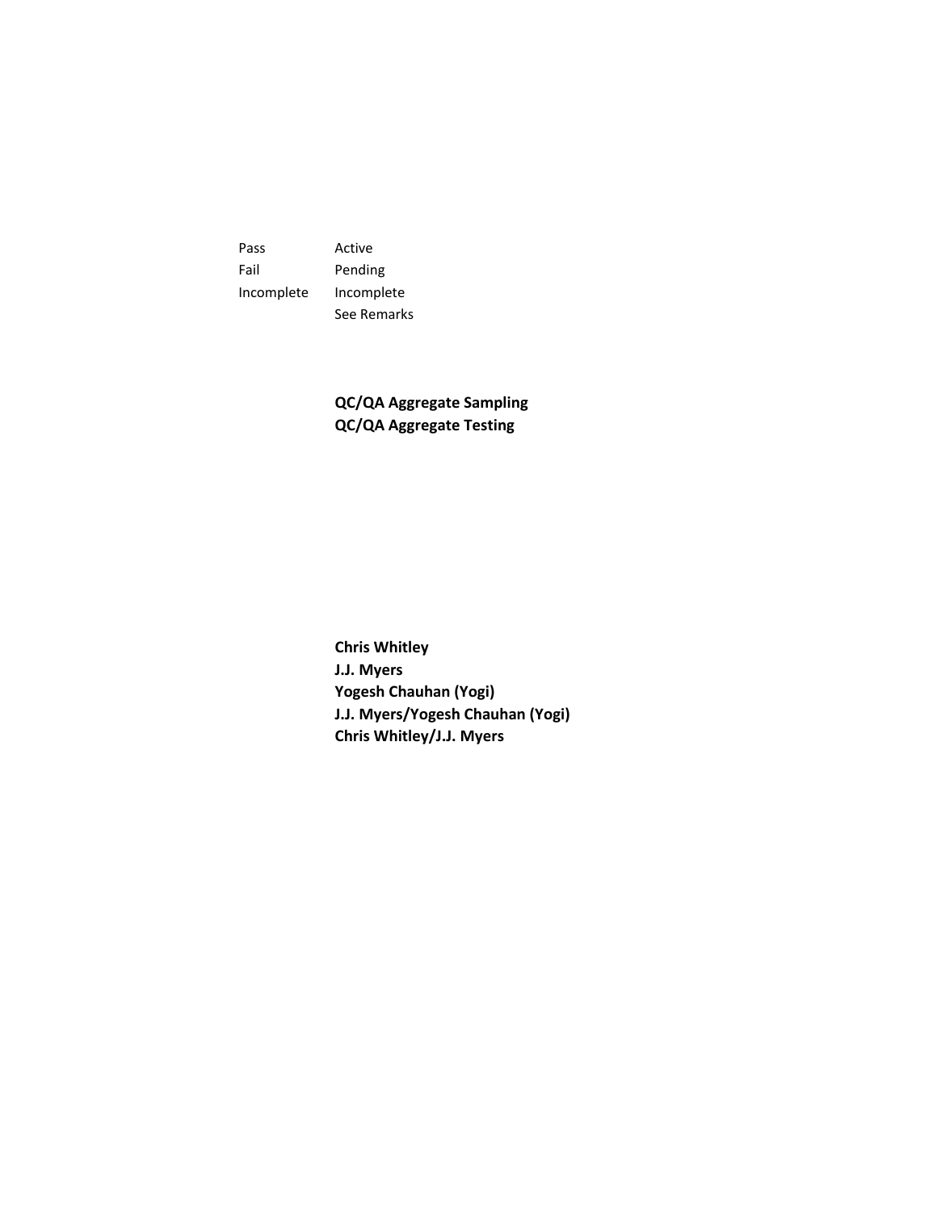| | |
|---|---|
| Pass | Active |
| Fail | Pending |
| Incomplete | Incomplete |
| | See Remarks |

**QC/QA Aggregate Sampling**
**QC/QA Aggregate Testing**

**Chris Whitley**
**J.J. Myers**
**Yogesh Chauhan (Yogi)**
**J.J. Myers/Yogesh Chauhan (Yogi)**
**Chris Whitley/J.J. Myers**